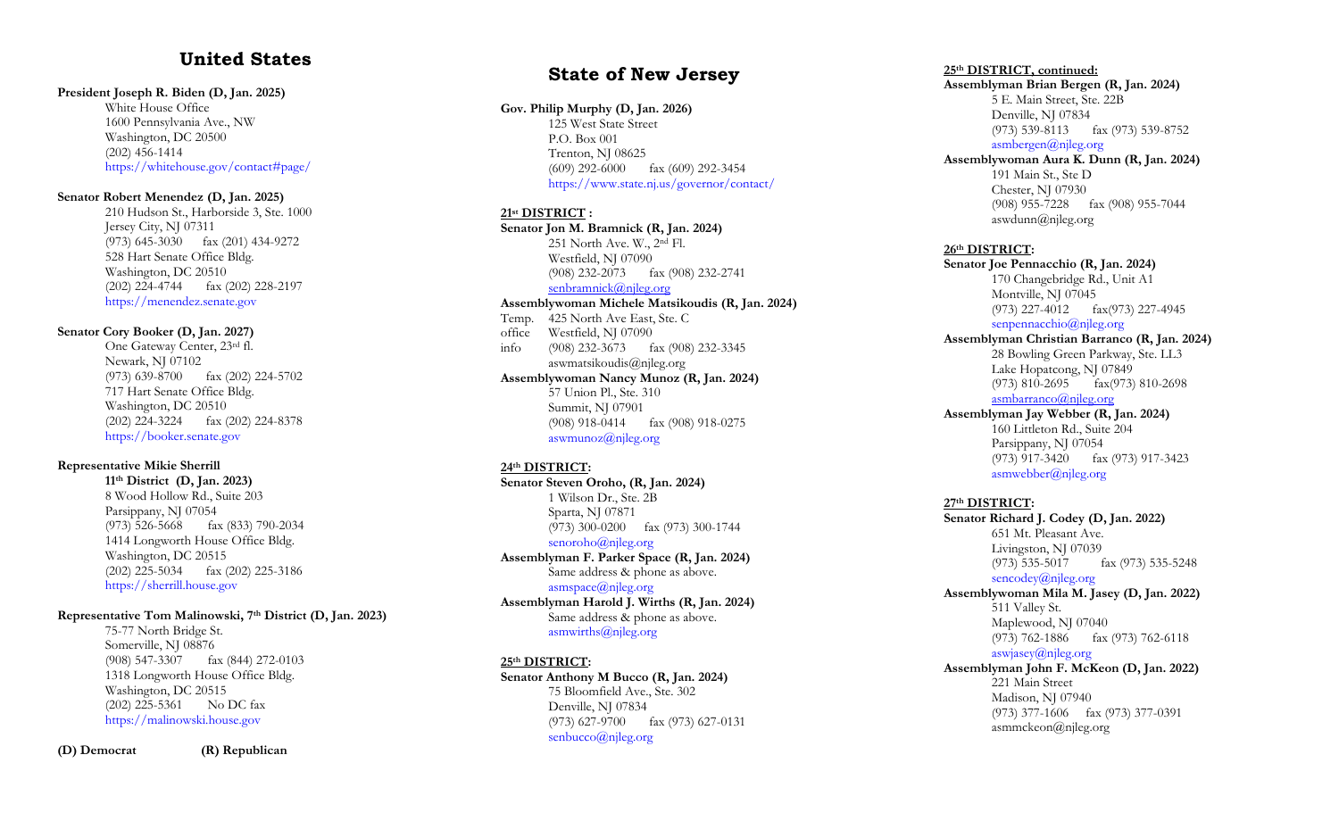## United States

**President Joseph R. Biden (D, Jan. 2025)**
White House Office
1600 Pennsylvania Ave., NW
Washington, DC 20500
(202) 456-1414
https://whitehouse.gov/contact#page/

**Senator Robert Menendez (D, Jan. 2025)**
210 Hudson St., Harborside 3, Ste. 1000
Jersey City, NJ 07311
(973) 645-3030 fax (201) 434-9272
528 Hart Senate Office Bldg.
Washington, DC 20510
(202) 224-4744 fax (202) 228-2197
https://menendez.senate.gov

**Senator Cory Booker (D, Jan. 2027)**
One Gateway Center, 23rd fl.
Newark, NJ 07102
(973) 639-8700 fax (202) 224-5702
717 Hart Senate Office Bldg.
Washington, DC 20510
(202) 224-3224 fax (202) 224-8378
https://booker.senate.gov

**Representative Mikie Sherrill**
**11th District (D, Jan. 2023)**
8 Wood Hollow Rd., Suite 203
Parsippany, NJ 07054
(973) 526-5668 fax (833) 790-2034
1414 Longworth House Office Bldg.
Washington, DC 20515
(202) 225-5034 fax (202) 225-3186
https://sherrill.house.gov

**Representative Tom Malinowski, 7th District (D, Jan. 2023)**
75-77 North Bridge St.
Somerville, NJ 08876
(908) 547-3307 fax (844) 272-0103
1318 Longworth House Office Bldg.
Washington, DC 20515
(202) 225-5361 No DC fax
https://malinowski.house.gov

**(D) Democrat** **(R) Republican**

## State of New Jersey

**Gov. Philip Murphy (D, Jan. 2026)**
125 West State Street
P.O. Box 001
Trenton, NJ 08625
(609) 292-6000 fax (609) 292-3454
https://www.state.nj.us/governor/contact/

**21st DISTRICT :**

**Senator Jon M. Bramnick (R, Jan. 2024)**
251 North Ave. W., 2nd Fl.
Westfield, NJ 07090
(908) 232-2073 fax (908) 232-2741
senbramnick@njleg.org

**Assemblywoman Michele Matsikoudis (R, Jan. 2024)**
Temp. office info
425 North Ave East, Ste. C
Westfield, NJ 07090
(908) 232-3673 fax (908) 232-3345
aswmatsikoudis@njleg.org

**Assemblywoman Nancy Munoz (R, Jan. 2024)**
57 Union Pl., Ste. 310
Summit, NJ 07901
(908) 918-0414 fax (908) 918-0275
aswmunoz@njleg.org

**24th DISTRICT:**

**Senator Steven Oroho, (R, Jan. 2024)**
1 Wilson Dr., Ste. 2B
Sparta, NJ 07871
(973) 300-0200 fax (973) 300-1744
senoroho@njleg.org

**Assemblyman F. Parker Space (R, Jan. 2024)**
Same address & phone as above.
asmspace@njleg.org

**Assemblyman Harold J. Wirths (R, Jan. 2024)**
Same address & phone as above.
asmwirths@njleg.org

**25th DISTRICT:**

**Senator Anthony M Bucco (R, Jan. 2024)**
75 Bloomfield Ave., Ste. 302
Denville, NJ 07834
(973) 627-9700 fax (973) 627-0131
senbucco@njleg.org

**25th DISTRICT, continued:**

**Assemblyman Brian Bergen (R, Jan. 2024)**
5 E. Main Street, Ste. 22B
Denville, NJ 07834
(973) 539-8113 fax (973) 539-8752
asmbergen@njleg.org

**Assemblywoman Aura K. Dunn (R, Jan. 2024)**
191 Main St., Ste D
Chester, NJ 07930
(908) 955-7228 fax (908) 955-7044
aswdunn@njleg.org

**26th DISTRICT:**

**Senator Joe Pennacchio (R, Jan. 2024)**
170 Changebridge Rd., Unit A1
Montville, NJ 07045
(973) 227-4012 fax(973) 227-4945
senpennacchio@njleg.org

**Assemblyman Christian Barranco (R, Jan. 2024)**
28 Bowling Green Parkway, Ste. LL3
Lake Hopatcong, NJ 07849
(973) 810-2695 fax(973) 810-2698
asmbarranco@njleg.org

**Assemblyman Jay Webber (R, Jan. 2024)**
160 Littleton Rd., Suite 204
Parsippany, NJ 07054
(973) 917-3420 fax (973) 917-3423
asmwebber@njleg.org

**27th DISTRICT:**

**Senator Richard J. Codey (D, Jan. 2022)**
651 Mt. Pleasant Ave.
Livingston, NJ 07039
(973) 535-5017 fax (973) 535-5248
sencodey@njleg.org

**Assemblywoman Mila M. Jasey (D, Jan. 2022)**
511 Valley St.
Maplewood, NJ 07040
(973) 762-1886 fax (973) 762-6118
aswjasey@njleg.org

**Assemblyman John F. McKeon (D, Jan. 2022)**
221 Main Street
Madison, NJ 07940
(973) 377-1606 fax (973) 377-0391
asmmckeon@njleg.org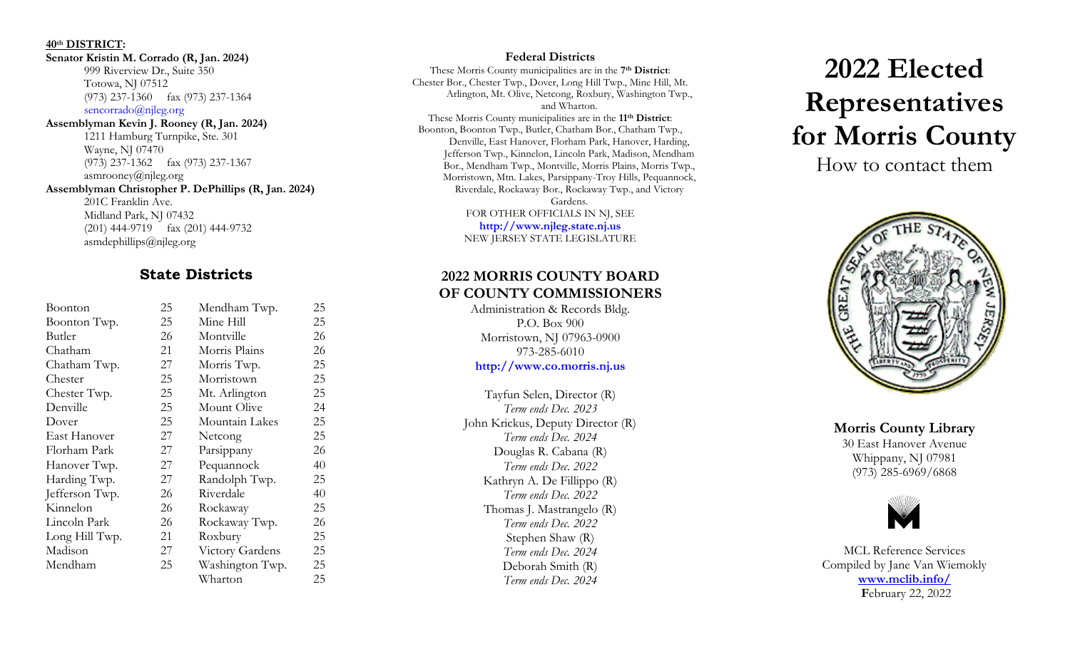**40[th] DISTRICT:**

**Senator Kristin M. Corrado (R, Jan. 2024)**
999 Riverview Dr., Suite 350
Totowa, NJ 07512
(973) 237-1360 fax (973) 237-1364
sencorrado@njleg.org

**Assemblyman Kevin J. Rooney (R, Jan. 2024)**
1211 Hamburg Turnpike, Ste. 301
Wayne, NJ 07470
(973) 237-1362 fax (973) 237-1367
asmrooney@njleg.org

**Assemblyman Christopher P. DePhillips (R, Jan. 2024)**
201C Franklin Ave.
Midland Park, NJ 07432
(201) 444-9719 fax (201) 444-9732
asmdephillips@njleg.org

## State Districts

| | | | |
|---|---|---|---|
| Boonton | 25 | Mendham Twp. | 25 |
| Boonton Twp. | 25 | Mine Hill | 25 |
| Butler | 26 | Montville | 26 |
| Chatham | 21 | Morris Plains | 26 |
| Chatham Twp. | 27 | Morris Twp. | 25 |
| Chester | 25 | Morristown | 25 |
| Chester Twp. | 25 | Mt. Arlington | 25 |
| Denville | 25 | Mount Olive | 24 |
| Dover | 25 | Mountain Lakes | 25 |
| East Hanover | 27 | Netcong | 25 |
| Florham Park | 27 | Parsippany | 26 |
| Hanover Twp. | 27 | Pequannock | 40 |
| Harding Twp. | 27 | Randolph Twp. | 25 |
| Jefferson Twp. | 26 | Riverdale | 40 |
| Kinnelon | 26 | Rockaway | 25 |
| Lincoln Park | 26 | Rockaway Twp. | 26 |
| Long Hill Twp. | 21 | Roxbury | 25 |
| Madison | 27 | Victory Gardens | 25 |
| Mendham | 25 | Washington Twp. | 25 |
| | | Wharton | 25 |

**Federal Districts**

These Morris County municipalities are in the **7[th] District**: Chester Bor., Chester Twp., Dover, Long Hill Twp., Mine Hill, Mt. Arlington, Mt. Olive, Netcong, Roxbury, Washington Twp., and Wharton.

These Morris County municipalities are in the **11[th] District**: Boonton, Boonton Twp., Butler, Chatham Bor., Chatham Twp., Denville, East Hanover, Florham Park, Hanover, Harding, Jefferson Twp., Kinnelon, Lincoln Park, Madison, Mendham Bor., Mendham Twp., Montville, Morris Plains, Morris Twp., Morristown, Mtn. Lakes, Parsippany-Troy Hills, Pequannock, Riverdale, Rockaway Bor., Rockaway Twp., and Victory Gardens.

FOR OTHER OFFICIALS IN NJ, SEE
**http://www.njleg.state.nj.us**
NEW JERSEY STATE LEGISLATURE

## 2022 MORRIS COUNTY BOARD OF COUNTY COMMISSIONERS

Administration & Records Bldg.
P.O. Box 900
Morristown, NJ 07963-0900
973-285-6010
**http://www.co.morris.nj.us**

Tayfun Selen, Director (R)
*Term ends Dec. 2023*
John Krickus, Deputy Director (R)
*Term ends Dec. 2024*
Douglas R. Cabana (R)
*Term ends Dec. 2022*
Kathryn A. De Fillippo (R)
*Term ends Dec. 2022*
Thomas J. Mastrangelo (R)
*Term ends Dec. 2022*
Stephen Shaw (R)
*Term ends Dec. 2024*
Deborah Smith (R)
*Term ends Dec. 2024*

# 2022 Elected Representatives for Morris County

How to contact them

**Morris County Library**
30 East Hanover Avenue
Whippany, NJ 07981
(973) 285-6969/6868

MCL Reference Services
Compiled by Jane Van Wiemokly
**www.mclib.info/**
February 22, 2022